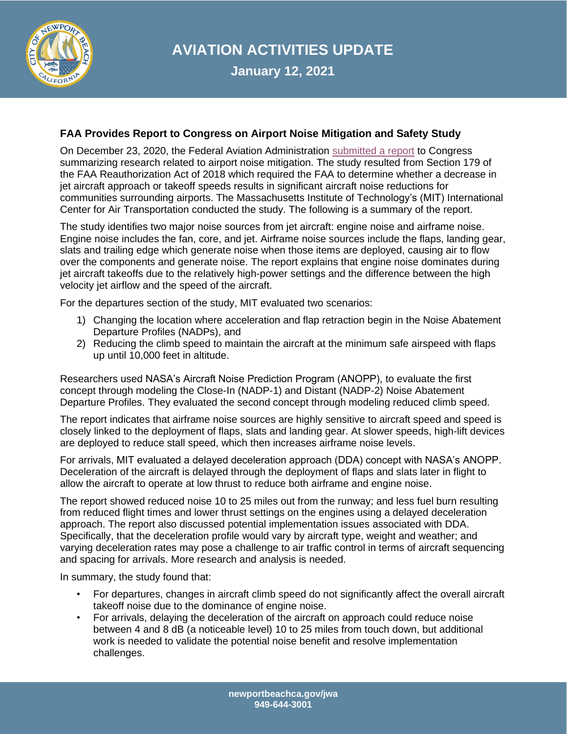# AVIATION ACTIVITIES UPDATE

**January 12, 2021**

## FAA Provides Report to Congress on Airport Noise Mitigation and Safety Study

On December 23, 2020, the Federal Aviation Administration submitted a report to Congress summarizing research related to airport noise mitigation. The study resulted from Section 179 of the FAA Reauthorization Act of 2018 which required the FAA to determine whether a decrease in jet aircraft approach or takeoff speeds results in significant aircraft noise reductions for communities surrounding airports. The Massachusetts Institute of Technology's (MIT) International Center for Air Transportation conducted the study. The following is a summary of the report.

The study identifies two major noise sources from jet aircraft: engine noise and airframe noise. Engine noise includes the fan, core, and jet. Airframe noise sources include the flaps, landing gear, slats and trailing edge which generate noise when those items are deployed, causing air to flow over the components and generate noise. The report explains that engine noise dominates during jet aircraft takeoffs due to the relatively high-power settings and the difference between the high velocity jet airflow and the speed of the aircraft.

For the departures section of the study, MIT evaluated two scenarios:

1) Changing the location where acceleration and flap retraction begin in the Noise Abatement Departure Profiles (NADPs), and
2) Reducing the climb speed to maintain the aircraft at the minimum safe airspeed with flaps up until 10,000 feet in altitude.

Researchers used NASA's Aircraft Noise Prediction Program (ANOPP), to evaluate the first concept through modeling the Close-In (NADP-1) and Distant (NADP-2) Noise Abatement Departure Profiles. They evaluated the second concept through modeling reduced climb speed.

The report indicates that airframe noise sources are highly sensitive to aircraft speed and speed is closely linked to the deployment of flaps, slats and landing gear. At slower speeds, high-lift devices are deployed to reduce stall speed, which then increases airframe noise levels.

For arrivals, MIT evaluated a delayed deceleration approach (DDA) concept with NASA's ANOPP. Deceleration of the aircraft is delayed through the deployment of flaps and slats later in flight to allow the aircraft to operate at low thrust to reduce both airframe and engine noise.

The report showed reduced noise 10 to 25 miles out from the runway; and less fuel burn resulting from reduced flight times and lower thrust settings on the engines using a delayed deceleration approach. The report also discussed potential implementation issues associated with DDA. Specifically, that the deceleration profile would vary by aircraft type, weight and weather; and varying deceleration rates may pose a challenge to air traffic control in terms of aircraft sequencing and spacing for arrivals. More research and analysis is needed.

In summary, the study found that:

- For departures, changes in aircraft climb speed do not significantly affect the overall aircraft takeoff noise due to the dominance of engine noise.
- For arrivals, delaying the deceleration of the aircraft on approach could reduce noise between 4 and 8 dB (a noticeable level) 10 to 25 miles from touch down, but additional work is needed to validate the potential noise benefit and resolve implementation challenges.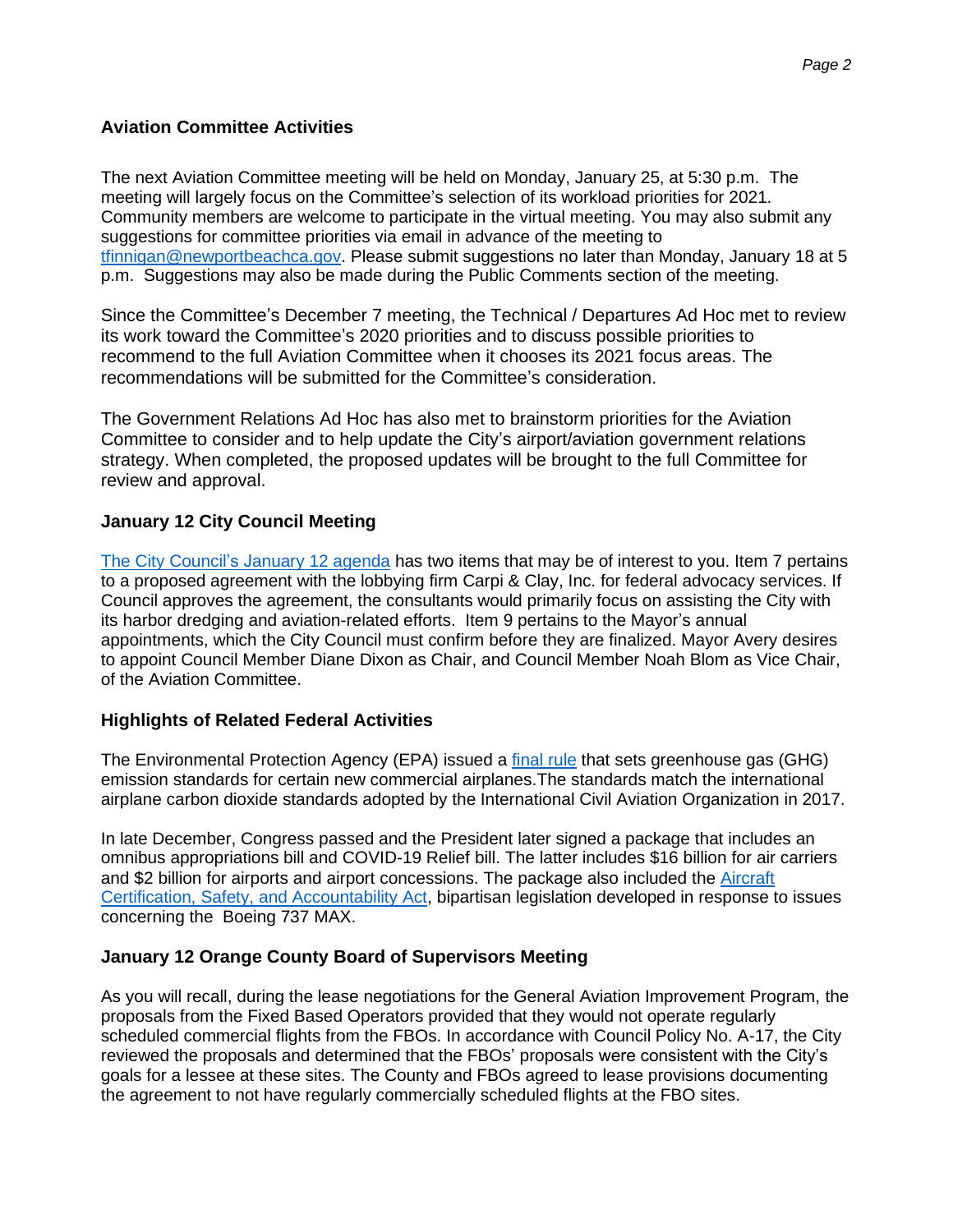## Aviation Committee Activities

The next Aviation Committee meeting will be held on Monday, January 25, at 5:30 p.m. The meeting will largely focus on the Committee's selection of its workload priorities for 2021. Community members are welcome to participate in the virtual meeting. You may also submit any suggestions for committee priorities via email in advance of the meeting to tfinnigan@newportbeachca.gov. Please submit suggestions no later than Monday, January 18 at 5 p.m. Suggestions may also be made during the Public Comments section of the meeting.

Since the Committee's December 7 meeting, the Technical / Departures Ad Hoc met to review its work toward the Committee's 2020 priorities and to discuss possible priorities to recommend to the full Aviation Committee when it chooses its 2021 focus areas. The recommendations will be submitted for the Committee's consideration.

The Government Relations Ad Hoc has also met to brainstorm priorities for the Aviation Committee to consider and to help update the City's airport/aviation government relations strategy. When completed, the proposed updates will be brought to the full Committee for review and approval.

## January 12 City Council Meeting

The City Council's January 12 agenda has two items that may be of interest to you. Item 7 pertains to a proposed agreement with the lobbying firm Carpi & Clay, Inc. for federal advocacy services. If Council approves the agreement, the consultants would primarily focus on assisting the City with its harbor dredging and aviation-related efforts. Item 9 pertains to the Mayor's annual appointments, which the City Council must confirm before they are finalized. Mayor Avery desires to appoint Council Member Diane Dixon as Chair, and Council Member Noah Blom as Vice Chair, of the Aviation Committee.

## Highlights of Related Federal Activities

The Environmental Protection Agency (EPA) issued a final rule that sets greenhouse gas (GHG) emission standards for certain new commercial airplanes.The standards match the international airplane carbon dioxide standards adopted by the International Civil Aviation Organization in 2017.

In late December, Congress passed and the President later signed a package that includes an omnibus appropriations bill and COVID-19 Relief bill. The latter includes $16 billion for air carriers and $2 billion for airports and airport concessions. The package also included the Aircraft Certification, Safety, and Accountability Act, bipartisan legislation developed in response to issues concerning the Boeing 737 MAX.

## January 12 Orange County Board of Supervisors Meeting

As you will recall, during the lease negotiations for the General Aviation Improvement Program, the proposals from the Fixed Based Operators provided that they would not operate regularly scheduled commercial flights from the FBOs. In accordance with Council Policy No. A-17, the City reviewed the proposals and determined that the FBOs' proposals were consistent with the City's goals for a lessee at these sites. The County and FBOs agreed to lease provisions documenting the agreement to not have regularly commercially scheduled flights at the FBO sites.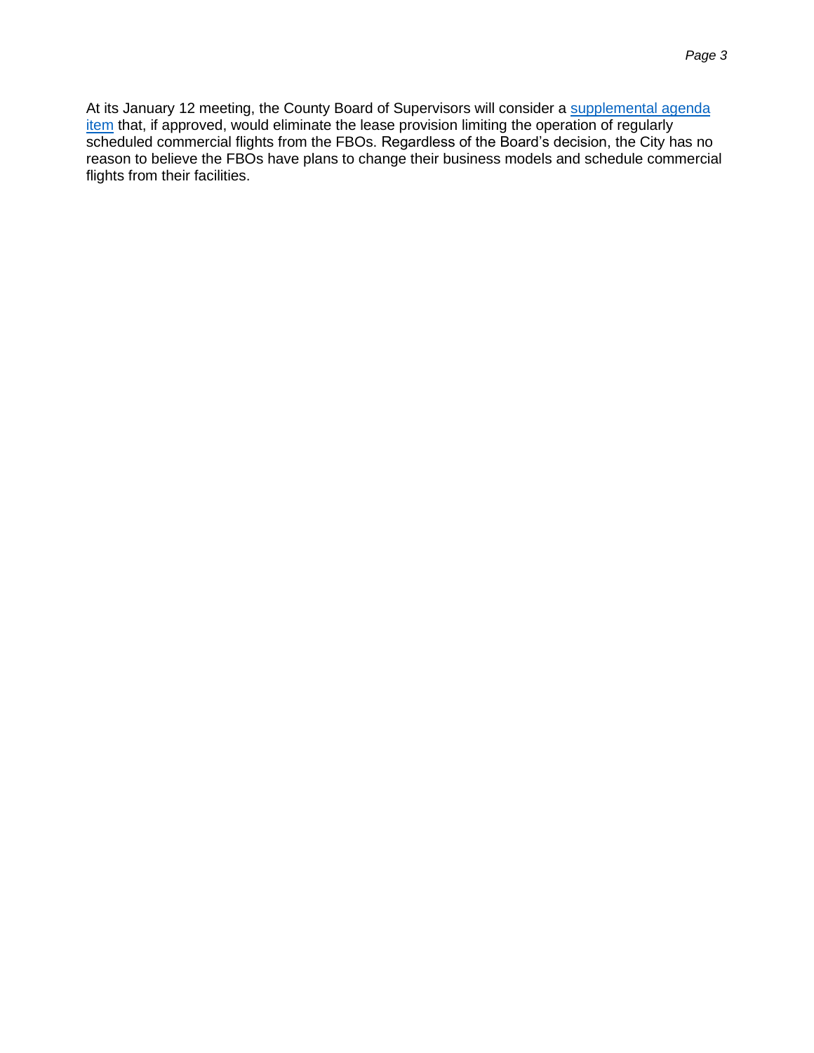At its January 12 meeting, the County Board of Supervisors will consider a supplemental agenda item that, if approved, would eliminate the lease provision limiting the operation of regularly scheduled commercial flights from the FBOs. Regardless of the Board's decision, the City has no reason to believe the FBOs have plans to change their business models and schedule commercial flights from their facilities.